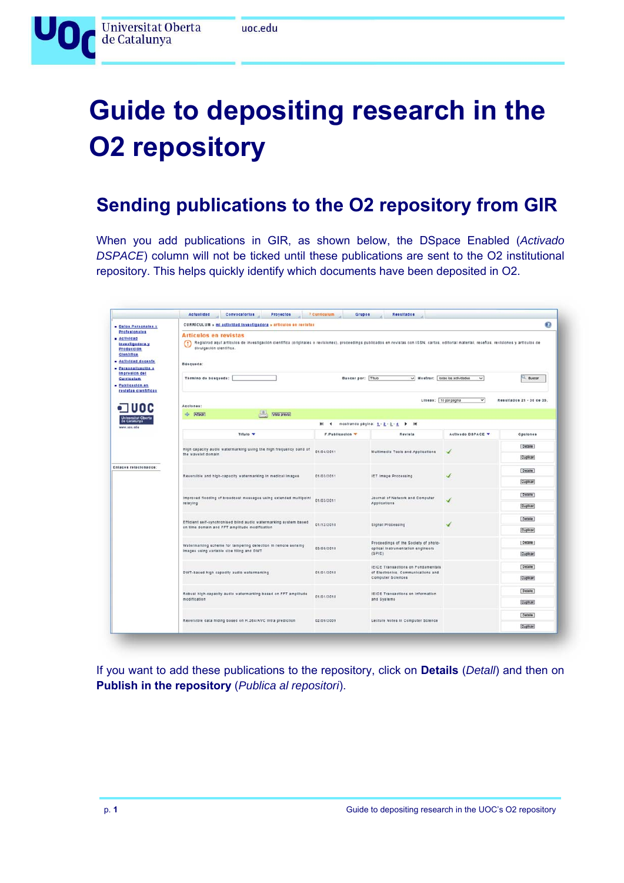# Guide to depositing research in the O2 repository

## Sending publications to the O2 repository from GIR

When you add publications in GIR, as shown below, the DSpace Enabled (*Activado DSPACE*) column will not be ticked until these publications are sent to the O2 institutional repository. This helps quickly identify which documents have been deposited in O2.

If you want to add these publications to the repository, click on **Details** (*Detall*) and then on **Publish in the repository** (*Publica al repositori*).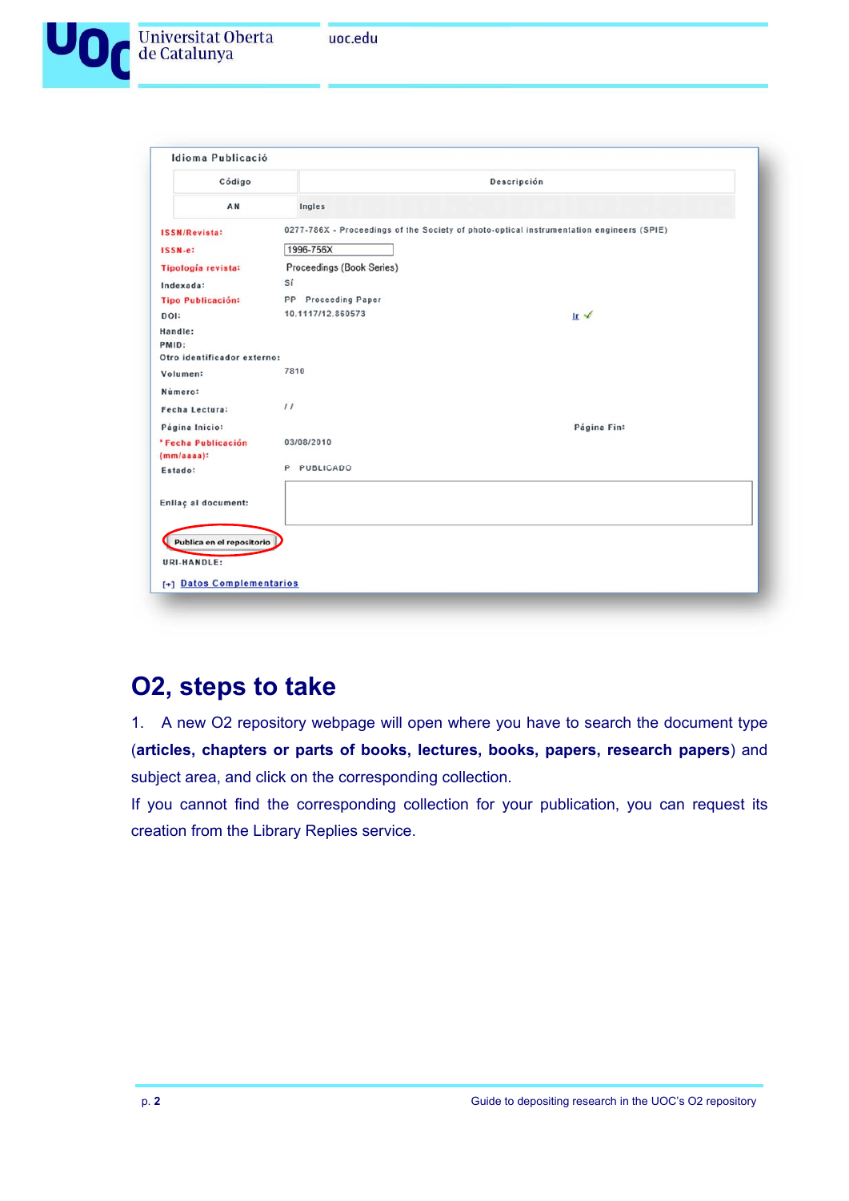## O2, steps to take

1. A new O2 repository webpage will open where you have to search the document type (**articles, chapters or parts of books, lectures, books, papers, research papers**) and subject area, and click on the corresponding collection.

If you cannot find the corresponding collection for your publication, you can request its creation from the Library Replies service.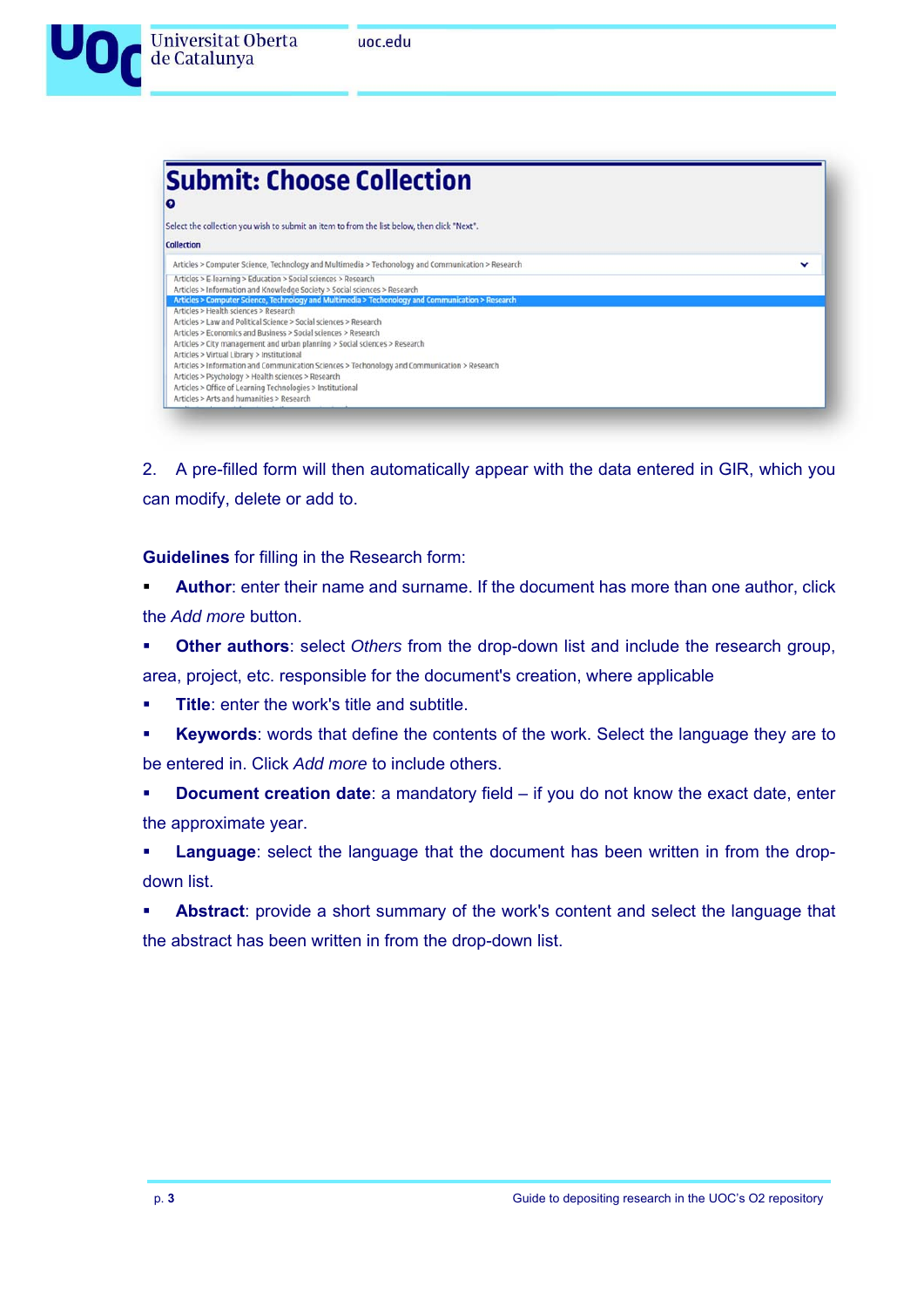2. A pre-filled form will then automatically appear with the data entered in GIR, which you can modify, delete or add to.

**Guidelines** for filling in the Research form:

- **Author**: enter their name and surname. If the document has more than one author, click the *Add more* button.
- **Other authors**: select *Others* from the drop-down list and include the research group, area, project, etc. responsible for the document's creation, where applicable
- **Title**: enter the work's title and subtitle.
- **Keywords**: words that define the contents of the work. Select the language they are to be entered in. Click *Add more* to include others.
- **Document creation date**: a mandatory field – if you do not know the exact date, enter the approximate year.
- **Language**: select the language that the document has been written in from the drop-down list.
- **Abstract**: provide a short summary of the work's content and select the language that the abstract has been written in from the drop-down list.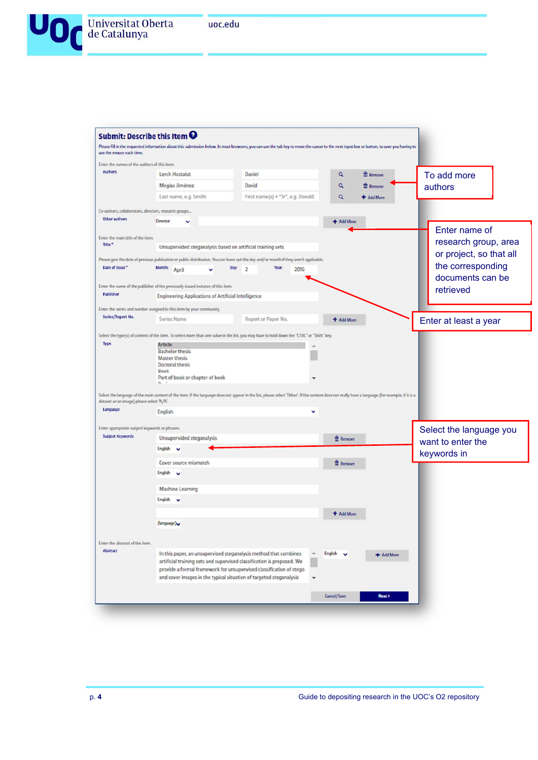**Submit: Describe this Item**

Please fill in the requested information about this submission below. In most browsers, you can use the tab key to move the cursor to the next input box or button, to save you having to use the mouse each time.

Enter the names of the authors of this item.

Authors

| Lerch Hostalot | Daniel | Remove |
|---|---|---|
| Megías Jiménez | David | Remove |
| Last name, e.g. Smith | First name(s) + "Jr", e.g. Donald | Add More |

To add more authors

Co-authors, collaborators, directors, research groups...

Other authors: Director — Add More

Enter name of research group, area or project, so that all the corresponding documents can be retrieved

Enter the main title of the item.

Title *: Unsupervised steganalysis based on artificial training sets

Please give the date of previous publication or public distribution. You can leave out the day and/or month if they aren't applicable.

Date of Issue *: Month: April — Day: 2 — Year: 2016

Enter at least a year

Enter the name of the publisher of the previously issued instance of this item.

Publisher: Engineering Applications of Artificial Intelligence

Enter the series and number assigned to this item by your community.

Series/Report No.: Series Name — Report or Paper No. — Add More

Select the type(s) of content of the item. To select more than one value in the list, you may have to hold down the "CTRL" or "Shift" key.

Type:
- Article
- Bachelor thesis
- Master thesis
- Doctoral thesis
- Book
- Part of book or chapter of book

Select the language of the main content of the item. If the language does not appear in the list, please select 'Other'. If the content does not really have a language (for example, if it is a dataset or an image) please select 'N/A'.

Language: English

Enter appropriate subject keywords or phrases.

Subject Keywords:
- Unsupervised steganalysis — English — Remove
- Cover source mismatch — English — Remove
- Machine Learning — English
- (language) — Add More

Select the language you want to enter the keywords in

Enter the abstract of the item.

Abstract: In this paper, an unsupervised steganalysis method that combines artificial training sets and supervised classification is proposed. We provide a formal framework for unsupervised classification of stego and cover images in the typical situation of targeted steganalysis — English — Add More

Cancel/Save — Next >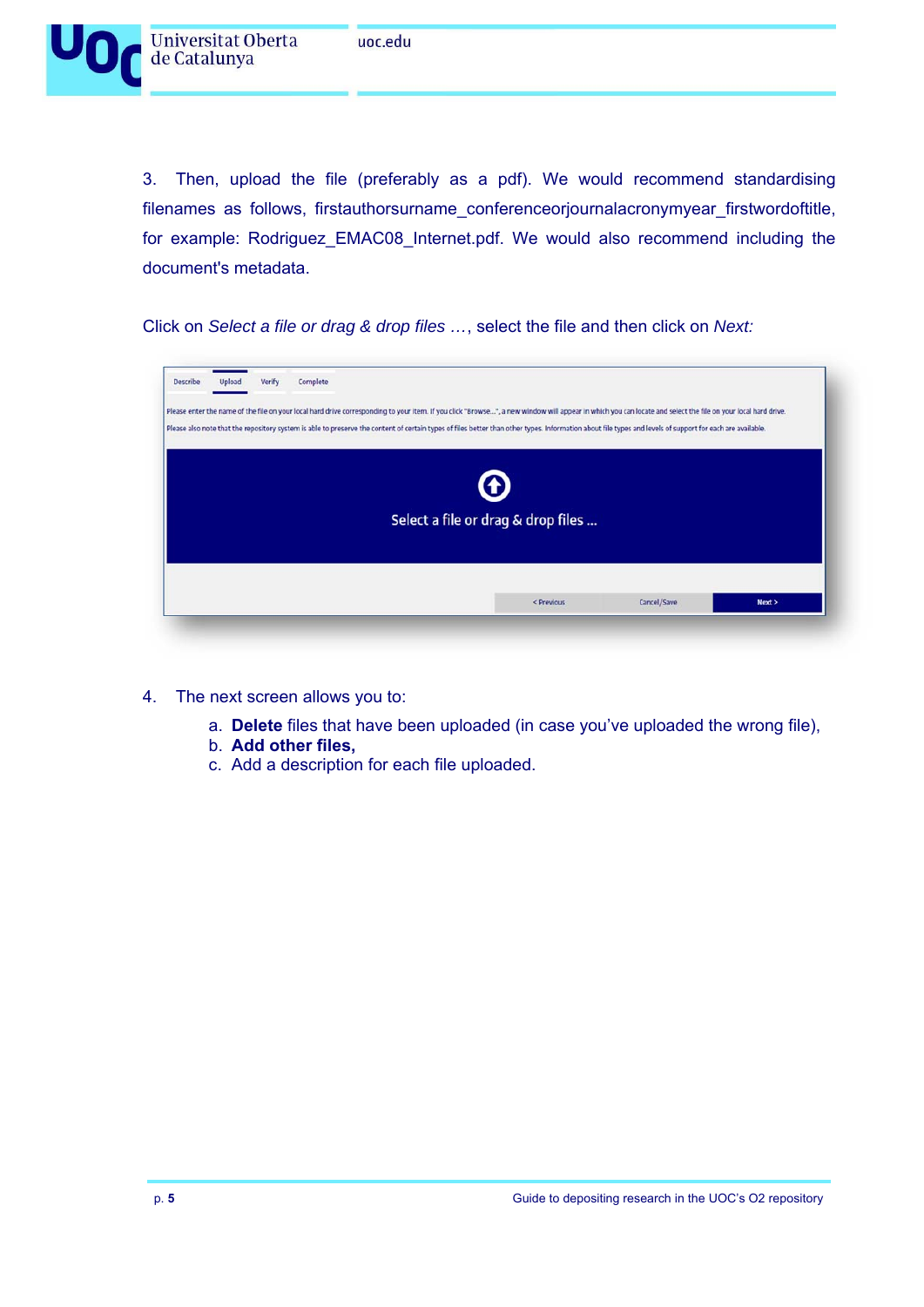3. Then, upload the file (preferably as a pdf). We would recommend standardising filenames as follows, firstauthorsurname_conferenceorjournalacronymyear_firstwordoftitle, for example: Rodriguez_EMAC08_Internet.pdf. We would also recommend including the document's metadata.

Click on *Select a file or drag & drop files* …, select the file and then click on *Next:*

Describe Upload Verify Complete

Please enter the name of the file on your local hard drive corresponding to your item. If you click "Browse...", a new window will appear in which you can locate and select the file on your local hard drive.

Please also note that the repository system is able to preserve the content of certain types of files better than other types. Information about file types and levels of support for each are available.

Select a file or drag & drop files ...

< Previous Cancel/Save Next >

4. The next screen allows you to:
   a. **Delete** files that have been uploaded (in case you've uploaded the wrong file),
   b. **Add other files,**
   c. Add a description for each file uploaded.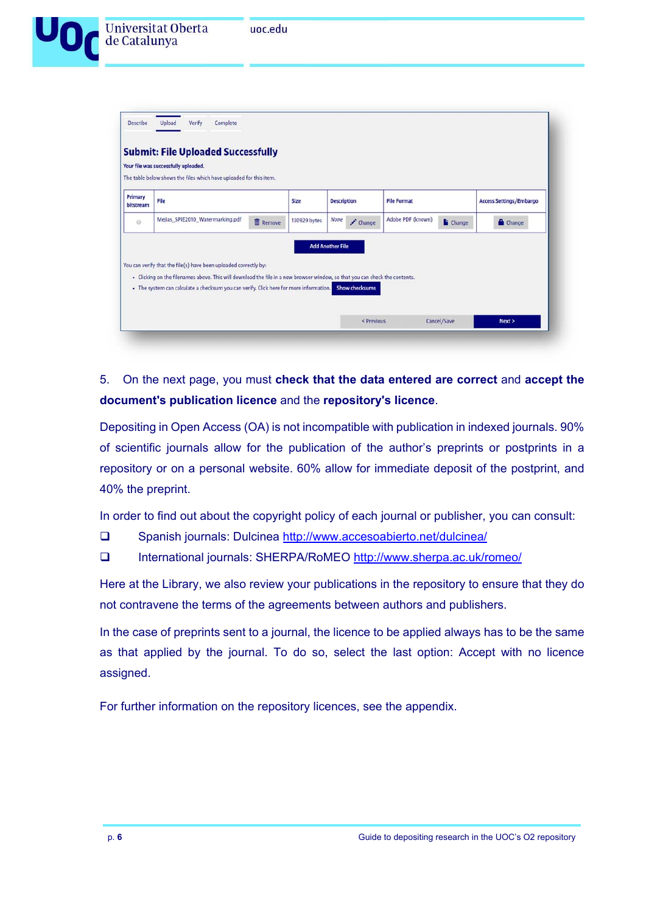5. On the next page, you must **check that the data entered are correct** and **accept the document's publication licence** and the **repository's licence**.

Depositing in Open Access (OA) is not incompatible with publication in indexed journals. 90% of scientific journals allow for the publication of the author's preprints or postprints in a repository or on a personal website. 60% allow for immediate deposit of the postprint, and 40% the preprint.

In order to find out about the copyright policy of each journal or publisher, you can consult:

- Spanish journals: Dulcinea http://www.accesoabierto.net/dulcinea/
- International journals: SHERPA/RoMEO http://www.sherpa.ac.uk/romeo/

Here at the Library, we also review your publications in the repository to ensure that they do not contravene the terms of the agreements between authors and publishers.

In the case of preprints sent to a journal, the licence to be applied always has to be the same as that applied by the journal. To do so, select the last option: Accept with no licence assigned.

For further information on the repository licences, see the appendix.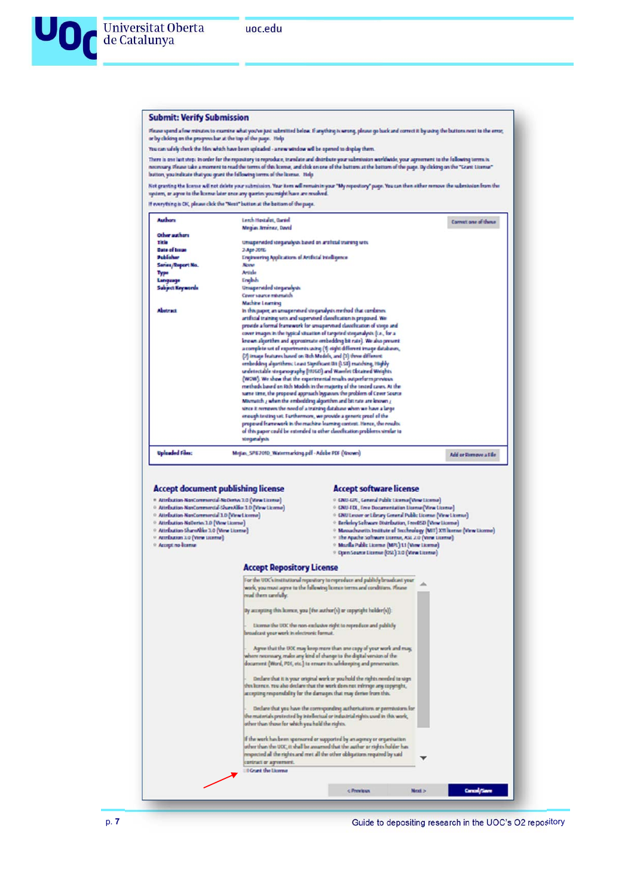## Submit: Verify Submission

Please spend a few minutes to examine what you've just submitted below. If anything is wrong, please go back and correct it by using the buttons next to the error, or by clicking on the progress bar at the top of the page. Help

You can safely check the files which have been uploaded - a new window will be opened to display them.

There is one last step: In order for the repository to reproduce, translate and distribute your submission worldwide, your agreement to the following terms is necessary. Please take a moment to read the terms of this license, and click on one of the buttons at the bottom of the page. By clicking on the "Grant License" button, you indicate that you grant the following terms of the license. Help

Not granting the license will not delete your submission. Your item will remain in your "My repository" page. You can then either remove the submission from the system, or agree to the license later once any queries you might have are resolved.

If everything is OK, please click the "Next" button at the bottom of the page.

| | | |
|---|---|---|
| **Authors** | Lerch Hostalot, Daniel<br>Megías Jiménez, David | Correct one of these |
| **Other authors** | | |
| **Title** | Unsupervided steganalysis based on artificial training sets | |
| **Date of Issue** | 2-Apr-2016 | |
| **Publisher** | Engineering Applications of Artificial Intelligence | |
| **Series/Report No.** | None | |
| **Type** | Article | |
| **Language** | English | |
| **Subject Keywords** | Unsupervided steganalysis<br>Cover source mismatch<br>Machine Learning | |
| **Abstract** | In this paper, an unsupervised steganalysis method that combines artificial training sets and supervised classification is proposed. We provide a formal framework for unsupervised classification of stego and cover images in the typical situation of targeted steganalysis (i.e., for a known algorithm and approximate embedding bit rate). We also present a complete set of experiments using (1) eight different image databases, (2) image features based on Rich Models, and (3) three different embedding algorithms: Least Significant Bit (LSB) matching, Highly undetectable steganography (HUGO) and Wavelet Obtained Weights (WOW). We show that the experimental results outperform previous methods based on Rich Models in the majority of the tested cases. At the same time, the proposed approach bypasses the problem of Cover Source Mismatch ‒ when the embedding algorithm and bit rate are known ‒ since it removes the need of a training database when we have a large enough testing set. Furthermore, we provide a generic proof of the proposed framework in the machine learning context. Hence, the results of this paper could be extended to other classification problems similar to steganalysis. | |
| **Uploaded Files:** | Megias_SPIE2010_Watermarking.pdf - Adobe PDF (Known) | Add or Remove a File |

### Accept document publishing license

- Attribution-NonCommercial-NoDerivs 3.0 (View License)
- Attribution-NonCommercial-ShareAlike 3.0 (View License)
- Attribution-NonCommercial 3.0 (View License)
- Attribution-NoDerivs 3.0 (View License)
- Attribution-ShareAlike 3.0 (View License)
- Attribution 3.0 (View License)
- Accept no license

### Accept software license

- GNU-GPL, General Public License (View License)
- GNU-FDL, Free Documentation License (View License)
- GNU Lesser or Library General Public License (View License)
- Berkeley Software Distribution, FreeBSD (View License)
- Massachusetts Institute of Technology (MIT) X11 license (View License)
- The Apache Software License, ASL 2.0 (View License)
- Mozilla Public License (MPL) 1.1 (View License)
- Open Source License (OSL) 3.0 (View License)

### Accept Repository License

For the UOC's institutional repository to reproduce and publicly broadcast your work, you must agree to the following licence terms and conditions. Please read them carefully.

By accepting this licence, you (the author(s) or copyright holder(s)):

License the UOC the non-exclusive right to reproduce and publicly broadcast your work in electronic format.

Agree that the UOC may keep more than one copy of your work and may, where necessary, make any kind of change to the digital version of the document (Word, PDF, etc.) to ensure its safekeeping and preservation.

Declare that it is your original work or you hold the rights needed to sign this licence. You also declare that the work does not infringe any copyright, accepting responsibility for the damages that may derive from this.

Declare that you have the corresponding authorisations or permissions for the materials protected by intellectual or industrial rights used in this work, other than those for which you hold the rights.

If the work has been sponsored or supported by an agency or organisation other than the UOC, it shall be assumed that the author or rights holder has respected all the rights and met all the other obligations required by said contract or agreement.

☐ Grant the License

< Previous | Next > | Cancel/Save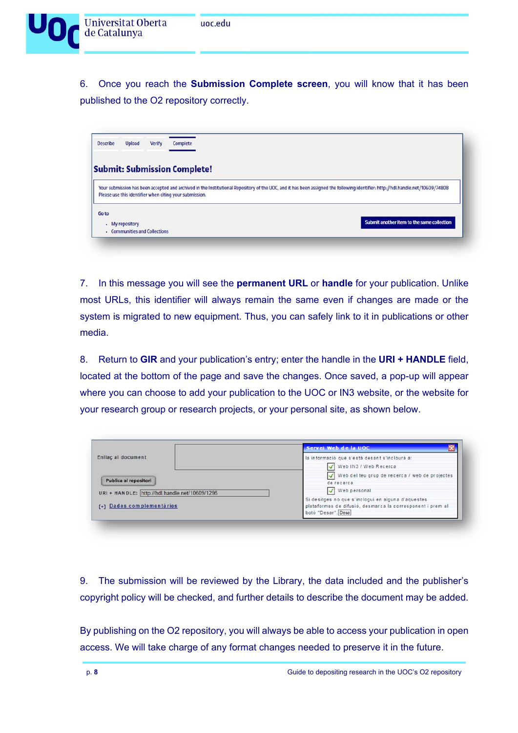6. Once you reach the **Submission Complete screen**, you will know that it has been published to the O2 repository correctly.

7. In this message you will see the **permanent URL** or **handle** for your publication. Unlike most URLs, this identifier will always remain the same even if changes are made or the system is migrated to new equipment. Thus, you can safely link to it in publications or other media.

8. Return to **GIR** and your publication's entry; enter the handle in the **URI + HANDLE** field, located at the bottom of the page and save the changes. Once saved, a pop-up will appear where you can choose to add your publication to the UOC or IN3 website, or the website for your research group or research projects, or your personal site, as shown below.

9. The submission will be reviewed by the Library, the data included and the publisher's copyright policy will be checked, and further details to describe the document may be added.

By publishing on the O2 repository, you will always be able to access your publication in open access. We will take charge of any format changes needed to preserve it in the future.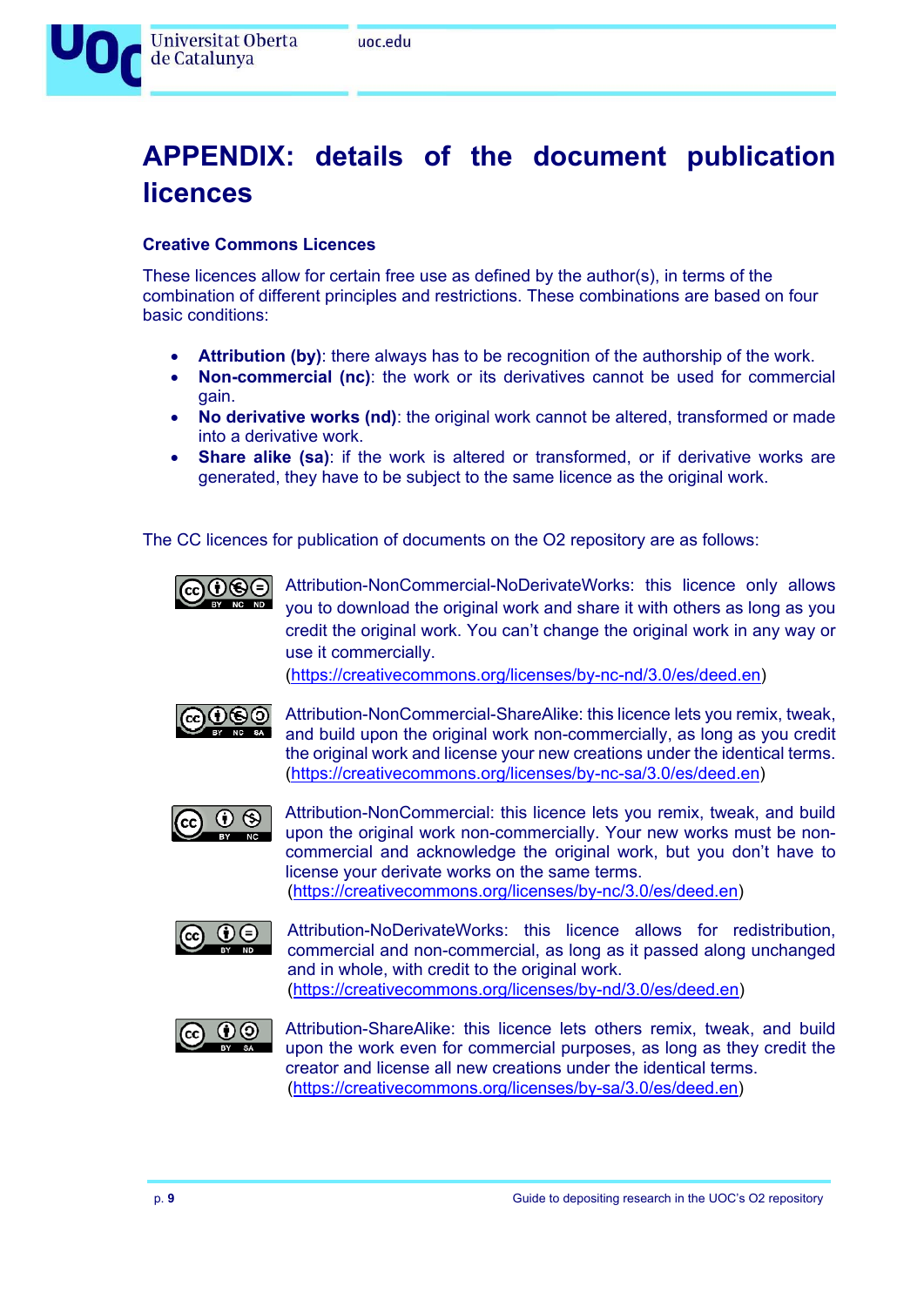# APPENDIX: details of the document publication licences

### Creative Commons Licences

These licences allow for certain free use as defined by the author(s), in terms of the combination of different principles and restrictions. These combinations are based on four basic conditions:

- **Attribution (by)**: there always has to be recognition of the authorship of the work.
- **Non-commercial (nc)**: the work or its derivatives cannot be used for commercial gain.
- **No derivative works (nd)**: the original work cannot be altered, transformed or made into a derivative work.
- **Share alike (sa)**: if the work is altered or transformed, or if derivative works are generated, they have to be subject to the same licence as the original work.

The CC licences for publication of documents on the O2 repository are as follows:

Attribution-NonCommercial-NoDerivateWorks: this licence only allows you to download the original work and share it with others as long as you credit the original work. You can't change the original work in any way or use it commercially.
(https://creativecommons.org/licenses/by-nc-nd/3.0/es/deed.en)

Attribution-NonCommercial-ShareAlike: this licence lets you remix, tweak, and build upon the original work non-commercially, as long as you credit the original work and license your new creations under the identical terms.
(https://creativecommons.org/licenses/by-nc-sa/3.0/es/deed.en)

Attribution-NonCommercial: this licence lets you remix, tweak, and build upon the original work non-commercially. Your new works must be non-commercial and acknowledge the original work, but you don't have to license your derivate works on the same terms.
(https://creativecommons.org/licenses/by-nc/3.0/es/deed.en)

Attribution-NoDerivateWorks: this licence allows for redistribution, commercial and non-commercial, as long as it passed along unchanged and in whole, with credit to the original work.
(https://creativecommons.org/licenses/by-nd/3.0/es/deed.en)

Attribution-ShareAlike: this licence lets others remix, tweak, and build upon the work even for commercial purposes, as long as they credit the creator and license all new creations under the identical terms.
(https://creativecommons.org/licenses/by-sa/3.0/es/deed.en)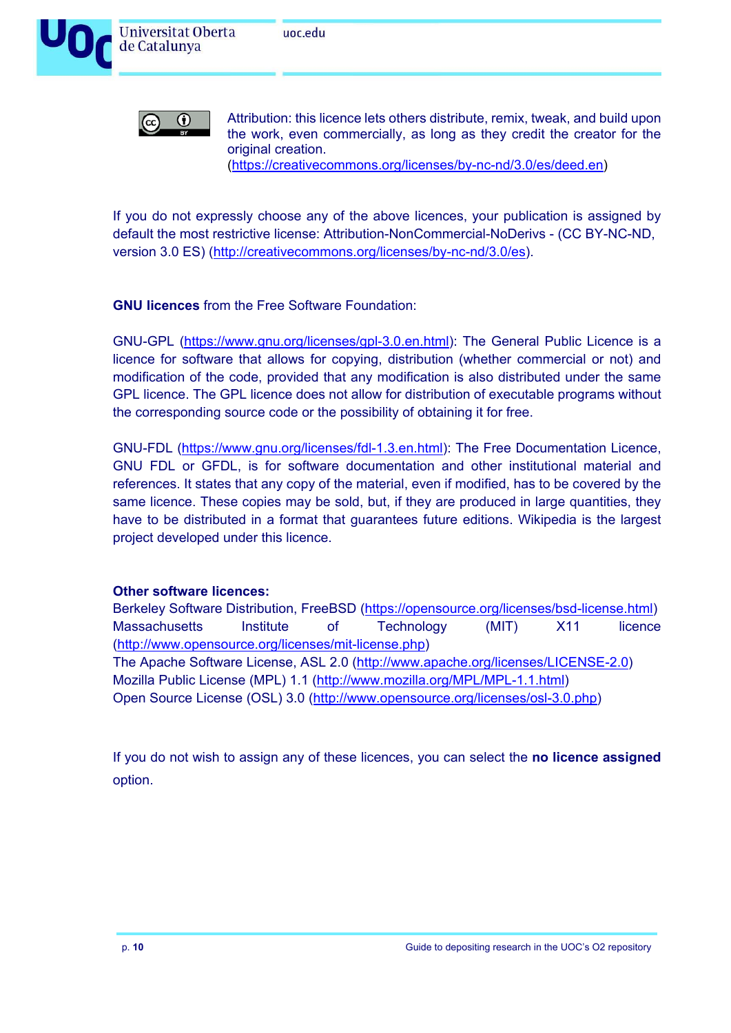Attribution: this licence lets others distribute, remix, tweak, and build upon the work, even commercially, as long as they credit the creator for the original creation.
(https://creativecommons.org/licenses/by-nc-nd/3.0/es/deed.en)

If you do not expressly choose any of the above licences, your publication is assigned by default the most restrictive license: Attribution-NonCommercial-NoDerivs - (CC BY-NC-ND, version 3.0 ES) (http://creativecommons.org/licenses/by-nc-nd/3.0/es).

**GNU licences** from the Free Software Foundation:

GNU-GPL (https://www.gnu.org/licenses/gpl-3.0.en.html): The General Public Licence is a licence for software that allows for copying, distribution (whether commercial or not) and modification of the code, provided that any modification is also distributed under the same GPL licence. The GPL licence does not allow for distribution of executable programs without the corresponding source code or the possibility of obtaining it for free.

GNU-FDL (https://www.gnu.org/licenses/fdl-1.3.en.html): The Free Documentation Licence, GNU FDL or GFDL, is for software documentation and other institutional material and references. It states that any copy of the material, even if modified, has to be covered by the same licence. These copies may be sold, but, if they are produced in large quantities, they have to be distributed in a format that guarantees future editions. Wikipedia is the largest project developed under this licence.

**Other software licences:**

Berkeley Software Distribution, FreeBSD (https://opensource.org/licenses/bsd-license.html)
Massachusetts Institute of Technology (MIT) X11 licence (http://www.opensource.org/licenses/mit-license.php)
The Apache Software License, ASL 2.0 (http://www.apache.org/licenses/LICENSE-2.0)
Mozilla Public License (MPL) 1.1 (http://www.mozilla.org/MPL/MPL-1.1.html)
Open Source License (OSL) 3.0 (http://www.opensource.org/licenses/osl-3.0.php)

If you do not wish to assign any of these licences, you can select the **no licence assigned** option.